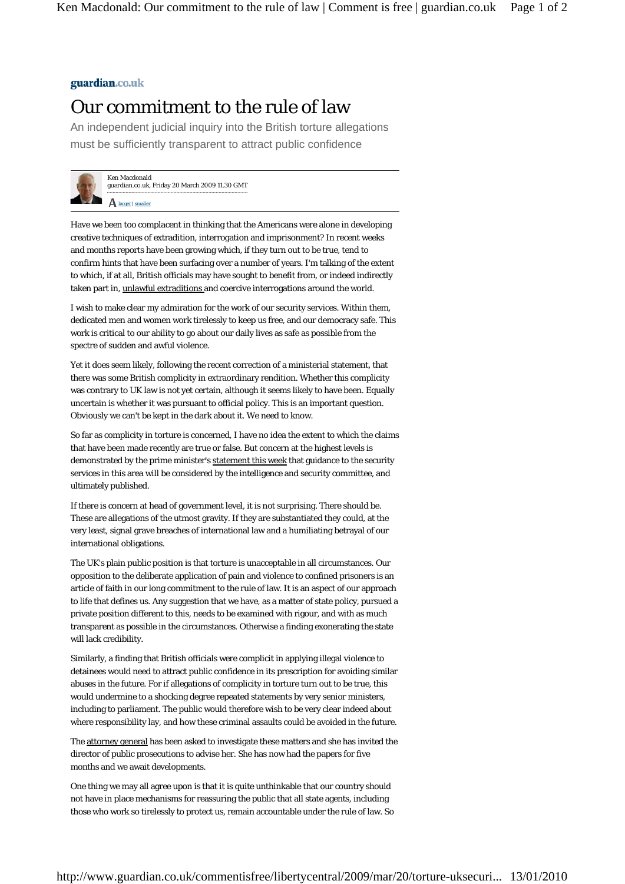guardian.co.uk

# Our commitment to the rule of law

An independent judicial inquiry into the British torture allegations must be sufficiently transparent to attract public confidence

Ken Macdonald
guardian.co.uk, Friday 20 March 2009 11.30 GMT

A larger | smaller

Have we been too complacent in thinking that the Americans were alone in developing creative techniques of extradition, interrogation and imprisonment? In recent weeks and months reports have been growing which, if they turn out to be true, tend to confirm hints that have been surfacing over a number of years. I'm talking of the extent to which, if at all, British officials may have sought to benefit from, or indeed indirectly taken part in, unlawful extraditions and coercive interrogations around the world.

I wish to make clear my admiration for the work of our security services. Within them, dedicated men and women work tirelessly to keep us free, and our democracy safe. This work is critical to our ability to go about our daily lives as safe as possible from the spectre of sudden and awful violence.

Yet it does seem likely, following the recent correction of a ministerial statement, that there was some British complicity in extraordinary rendition. Whether this complicity was contrary to UK law is not yet certain, although it seems likely to have been. Equally uncertain is whether it was pursuant to official policy. This is an important question. Obviously we can't be kept in the dark about it. We need to know.

So far as complicity in torture is concerned, I have no idea the extent to which the claims that have been made recently are true or false. But concern at the highest levels is demonstrated by the prime minister's statement this week that guidance to the security services in this area will be considered by the intelligence and security committee, and ultimately published.

If there is concern at head of government level, it is not surprising. There should be. These are allegations of the utmost gravity. If they are substantiated they could, at the very least, signal grave breaches of international law and a humiliating betrayal of our international obligations.

The UK's plain public position is that torture is unacceptable in all circumstances. Our opposition to the deliberate application of pain and violence to confined prisoners is an article of faith in our long commitment to the rule of law. It is an aspect of our approach to life that defines us. Any suggestion that we have, as a matter of state policy, pursued a private position different to this, needs to be examined with rigour, and with as much transparent as possible in the circumstances. Otherwise a finding exonerating the state will lack credibility.

Similarly, a finding that British officials were complicit in applying illegal violence to detainees would need to attract public confidence in its prescription for avoiding similar abuses in the future. For if allegations of complicity in torture turn out to be true, this would undermine to a shocking degree repeated statements by very senior ministers, including to parliament. The public would therefore wish to be very clear indeed about where responsibility lay, and how these criminal assaults could be avoided in the future.

The attorney general has been asked to investigate these matters and she has invited the director of public prosecutions to advise her. She has now had the papers for five months and we await developments.

One thing we may all agree upon is that it is quite unthinkable that our country should not have in place mechanisms for reassuring the public that all state agents, including those who work so tirelessly to protect us, remain accountable under the rule of law. So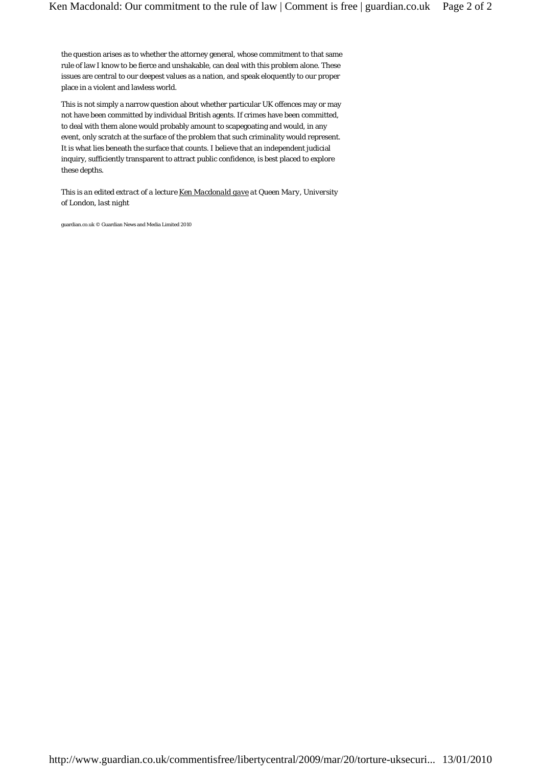the question arises as to whether the attorney general, whose commitment to that same rule of law I know to be fierce and unshakable, can deal with this problem alone. These issues are central to our deepest values as a nation, and speak eloquently to our proper place in a violent and lawless world.

This is not simply a narrow question about whether particular UK offences may or may not have been committed by individual British agents. If crimes have been committed, to deal with them alone would probably amount to scapegoating and would, in any event, only scratch at the surface of the problem that such criminality would represent. It is what lies beneath the surface that counts. I believe that an independent judicial inquiry, sufficiently transparent to attract public confidence, is best placed to explore these depths.

*This is an edited extract of a lecture Ken Macdonald gave at Queen Mary, University of London, last night*

guardian.co.uk © Guardian News and Media Limited 2010